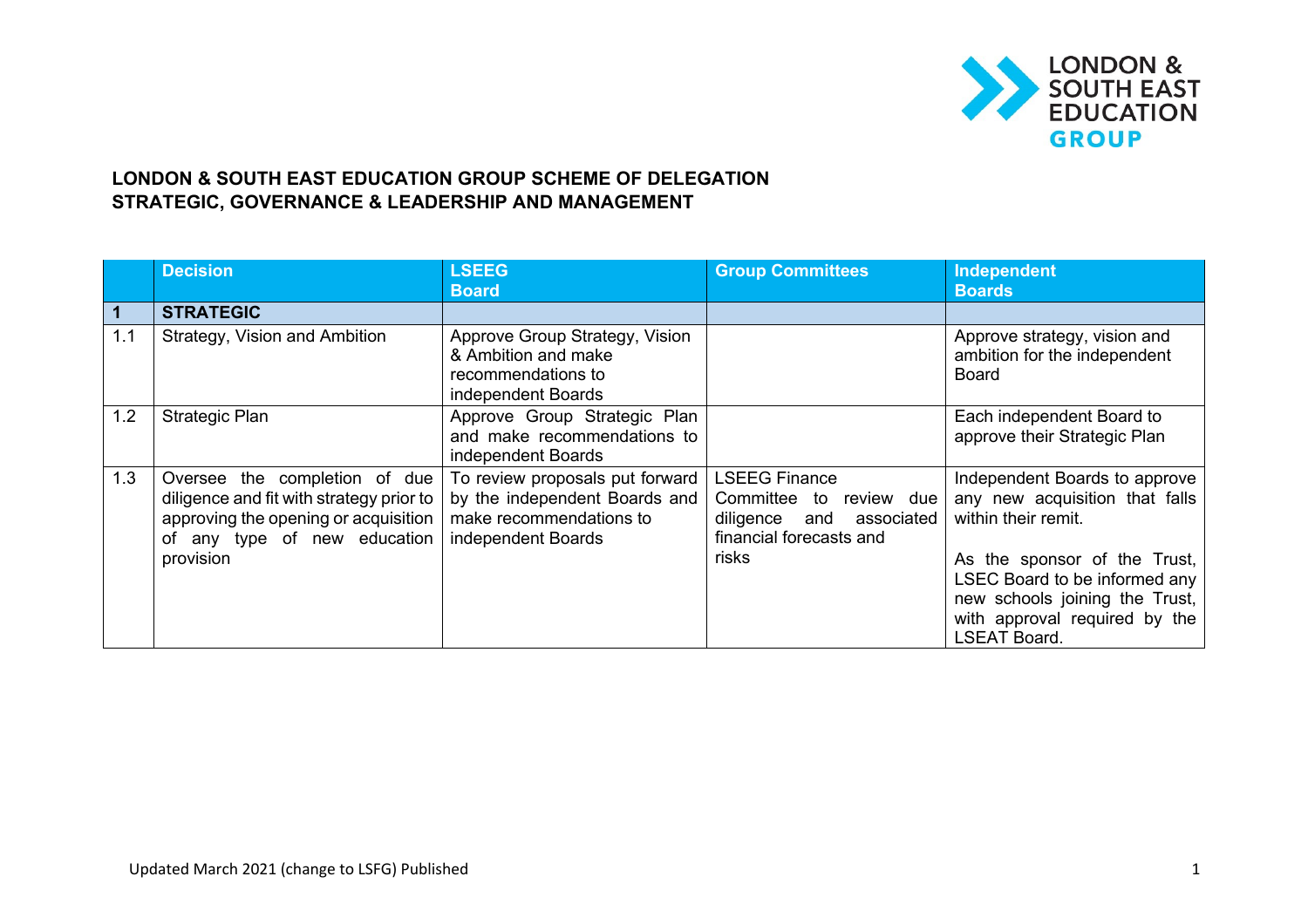**LONDON & SOUTH EAST EDUCATION GROUP SCHEME OF DELEGATION**
**STRATEGIC, GOVERNANCE & LEADERSHIP AND MANAGEMENT**

| | Decision | LSEEG Board | Group Committees | Independent Boards |
|---|---|---|---|---|
| **1** | **STRATEGIC** | | | |
| 1.1 | Strategy, Vision and Ambition | Approve Group Strategy, Vision & Ambition and make recommendations to independent Boards | | Approve strategy, vision and ambition for the independent Board |
| 1.2 | Strategic Plan | Approve Group Strategic Plan and make recommendations to independent Boards | | Each independent Board to approve their Strategic Plan |
| 1.3 | Oversee the completion of due diligence and fit with strategy prior to approving the opening or acquisition of any type of new education provision | To review proposals put forward by the independent Boards and make recommendations to independent Boards | LSEEG Finance Committee to review due diligence and associated financial forecasts and risks | Independent Boards to approve any new acquisition that falls within their remit.<br><br>As the sponsor of the Trust, LSEC Board to be informed any new schools joining the Trust, with approval required by the LSEAT Board. |

Updated March 2021 (change to LSFG) Published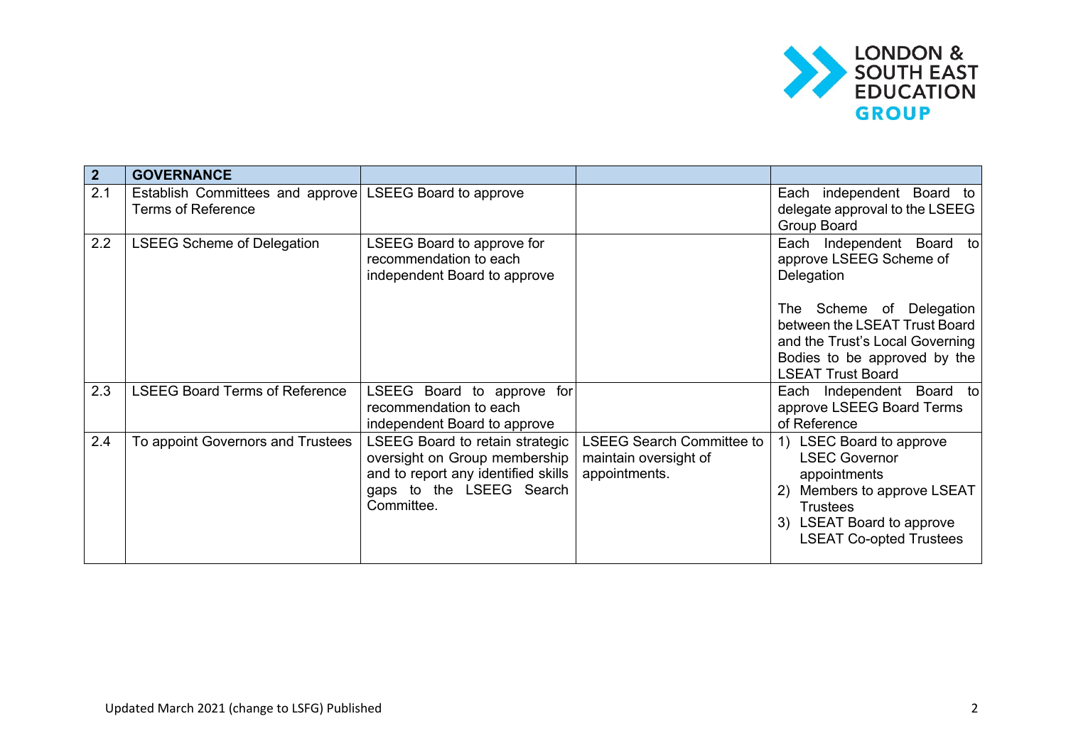| 2 | GOVERNANCE | | | |
|---|---|---|---|---|
| 2.1 | Establish Committees and approve Terms of Reference | LSEEG Board to approve | | Each independent Board to delegate approval to the LSEEG Group Board |
| 2.2 | LSEEG Scheme of Delegation | LSEEG Board to approve for recommendation to each independent Board to approve | | Each Independent Board to approve LSEEG Scheme of Delegation<br><br>The Scheme of Delegation between the LSEAT Trust Board and the Trust's Local Governing Bodies to be approved by the LSEAT Trust Board |
| 2.3 | LSEEG Board Terms of Reference | LSEEG Board to approve for recommendation to each independent Board to approve | | Each Independent Board to approve LSEEG Board Terms of Reference |
| 2.4 | To appoint Governors and Trustees | LSEEG Board to retain strategic oversight on Group membership and to report any identified skills gaps to the LSEEG Search Committee. | LSEEG Search Committee to maintain oversight of appointments. | 1) LSEC Board to approve LSEC Governor appointments<br>2) Members to approve LSEAT Trustees<br>3) LSEAT Board to approve LSEAT Co-opted Trustees |

Updated March 2021 (change to LSFG) Published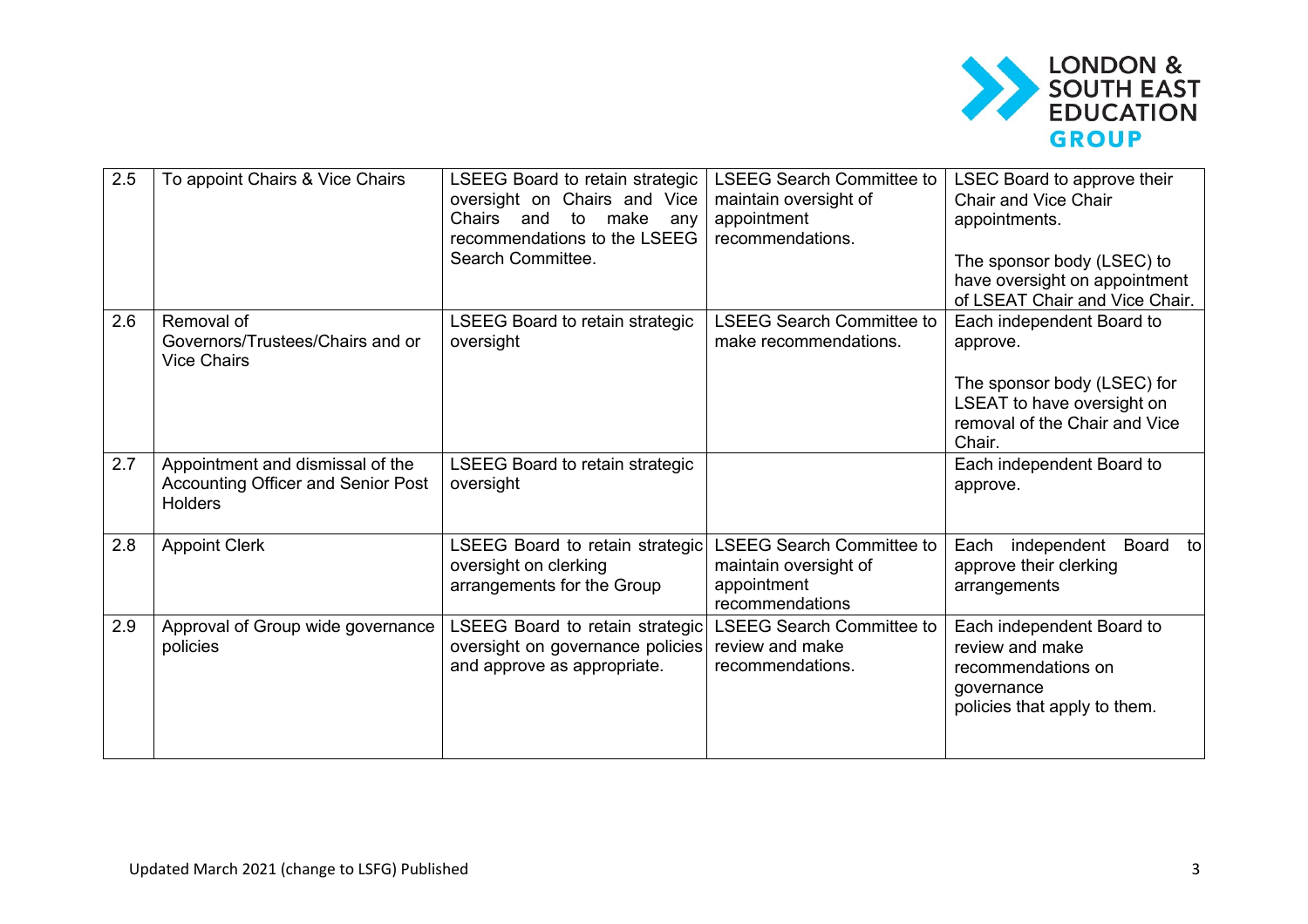| | | | | |
|---|---|---|---|---|
| 2.5 | To appoint Chairs & Vice Chairs | LSEEG Board to retain strategic oversight on Chairs and Vice Chairs and to make any recommendations to the LSEEG Search Committee. | LSEEG Search Committee to maintain oversight of appointment recommendations. | LSEC Board to approve their Chair and Vice Chair appointments.<br><br>The sponsor body (LSEC) to have oversight on appointment of LSEAT Chair and Vice Chair. |
| 2.6 | Removal of Governors/Trustees/Chairs and or Vice Chairs | LSEEG Board to retain strategic oversight | LSEEG Search Committee to make recommendations. | Each independent Board to approve.<br><br>The sponsor body (LSEC) for LSEAT to have oversight on removal of the Chair and Vice Chair. |
| 2.7 | Appointment and dismissal of the Accounting Officer and Senior Post Holders | LSEEG Board to retain strategic oversight | | Each independent Board to approve. |
| 2.8 | Appoint Clerk | LSEEG Board to retain strategic oversight on clerking arrangements for the Group | LSEEG Search Committee to maintain oversight of appointment recommendations | Each independent Board to approve their clerking arrangements |
| 2.9 | Approval of Group wide governance policies | LSEEG Board to retain strategic oversight on governance policies and approve as appropriate. | LSEEG Search Committee to review and make recommendations. | Each independent Board to review and make recommendations on governance policies that apply to them. |

Updated March 2021 (change to LSFG) Published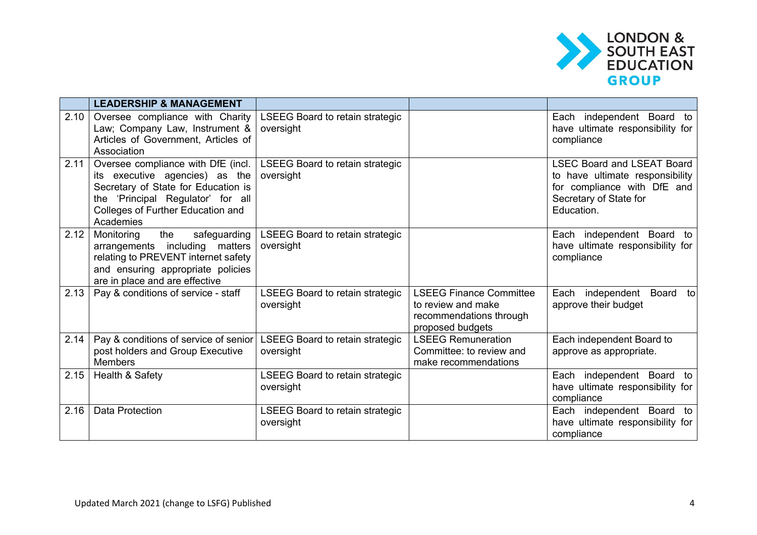| | LEADERSHIP & MANAGEMENT | | | |
|---|---|---|---|---|
| 2.10 | Oversee compliance with Charity Law; Company Law, Instrument & Articles of Government, Articles of Association | LSEEG Board to retain strategic oversight | | Each independent Board to have ultimate responsibility for compliance |
| 2.11 | Oversee compliance with DfE (incl. its executive agencies) as the Secretary of State for Education is the 'Principal Regulator' for all Colleges of Further Education and Academies | LSEEG Board to retain strategic oversight | | LSEC Board and LSEAT Board to have ultimate responsibility for compliance with DfE and Secretary of State for Education. |
| 2.12 | Monitoring the safeguarding arrangements including matters relating to PREVENT internet safety and ensuring appropriate policies are in place and are effective | LSEEG Board to retain strategic oversight | | Each independent Board to have ultimate responsibility for compliance |
| 2.13 | Pay & conditions of service - staff | LSEEG Board to retain strategic oversight | LSEEG Finance Committee to review and make recommendations through proposed budgets | Each independent Board to approve their budget |
| 2.14 | Pay & conditions of service of senior post holders and Group Executive Members | LSEEG Board to retain strategic oversight | LSEEG Remuneration Committee: to review and make recommendations | Each independent Board to approve as appropriate. |
| 2.15 | Health & Safety | LSEEG Board to retain strategic oversight | | Each independent Board to have ultimate responsibility for compliance |
| 2.16 | Data Protection | LSEEG Board to retain strategic oversight | | Each independent Board to have ultimate responsibility for compliance |

Updated March 2021 (change to LSFG) Published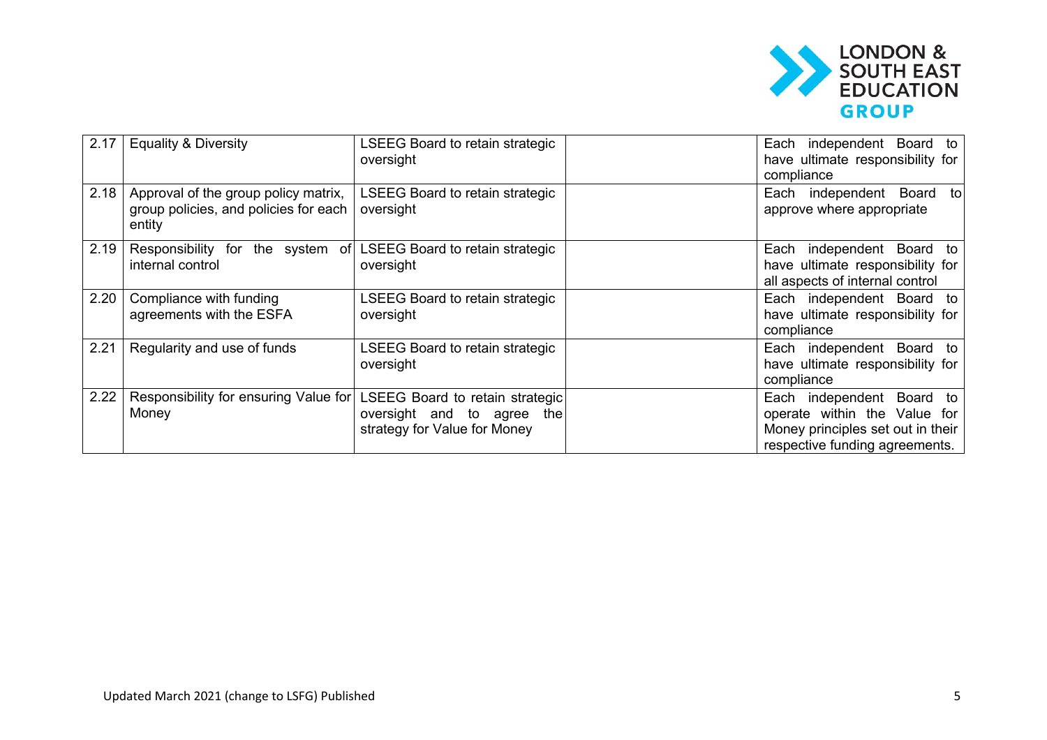| | | | | |
|---|---|---|---|---|
| 2.17 | Equality & Diversity | LSEEG Board to retain strategic oversight | | Each independent Board to have ultimate responsibility for compliance |
| 2.18 | Approval of the group policy matrix, group policies, and policies for each entity | LSEEG Board to retain strategic oversight | | Each independent Board to approve where appropriate |
| 2.19 | Responsibility for the system of internal control | LSEEG Board to retain strategic oversight | | Each independent Board to have ultimate responsibility for all aspects of internal control |
| 2.20 | Compliance with funding agreements with the ESFA | LSEEG Board to retain strategic oversight | | Each independent Board to have ultimate responsibility for compliance |
| 2.21 | Regularity and use of funds | LSEEG Board to retain strategic oversight | | Each independent Board to have ultimate responsibility for compliance |
| 2.22 | Responsibility for ensuring Value for Money | LSEEG Board to retain strategic oversight and to agree the strategy for Value for Money | | Each independent Board to operate within the Value for Money principles set out in their respective funding agreements. |

Updated March 2021 (change to LSFG) Published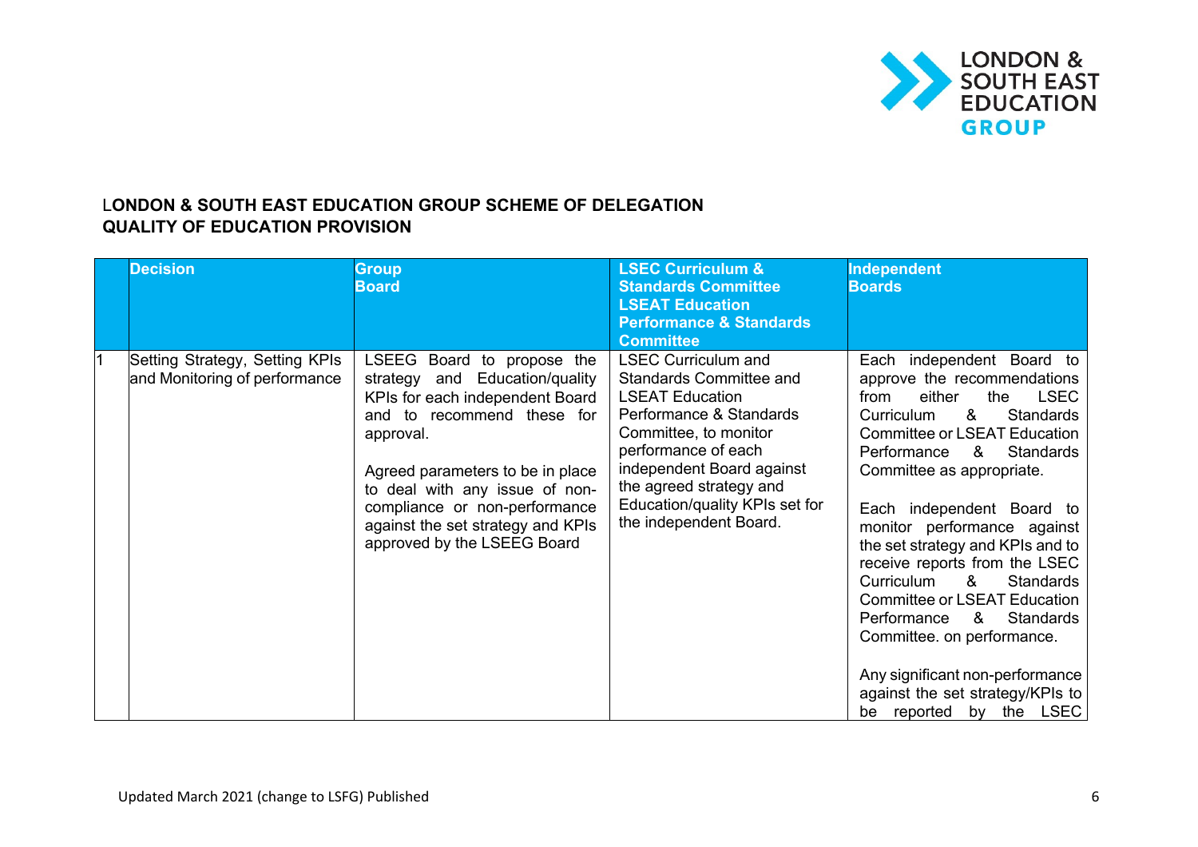# LONDON & SOUTH EAST EDUCATION GROUP SCHEME OF DELEGATION
## QUALITY OF EDUCATION PROVISION

| | Decision | Group Board | LSEC Curriculum & Standards Committee LSEAT Education Performance & Standards Committee | Independent Boards |
|---|---|---|---|---|
| 1 | Setting Strategy, Setting KPIs and Monitoring of performance | LSEEG Board to propose the strategy and Education/quality KPIs for each independent Board and to recommend these for approval.<br><br>Agreed parameters to be in place to deal with any issue of non-compliance or non-performance against the set strategy and KPIs approved by the LSEEG Board | LSEC Curriculum and Standards Committee and LSEAT Education Performance & Standards Committee, to monitor performance of each independent Board against the agreed strategy and Education/quality KPIs set for the independent Board. | Each independent Board to approve the recommendations from either the LSEC Curriculum & Standards Committee or LSEAT Education Performance & Standards Committee as appropriate.<br><br>Each independent Board to monitor performance against the set strategy and KPIs and to receive reports from the LSEC Curriculum & Standards Committee or LSEAT Education Performance & Standards Committee. on performance.<br><br>Any significant non-performance against the set strategy/KPIs to be reported by the LSEC |

Updated March 2021 (change to LSFG) Published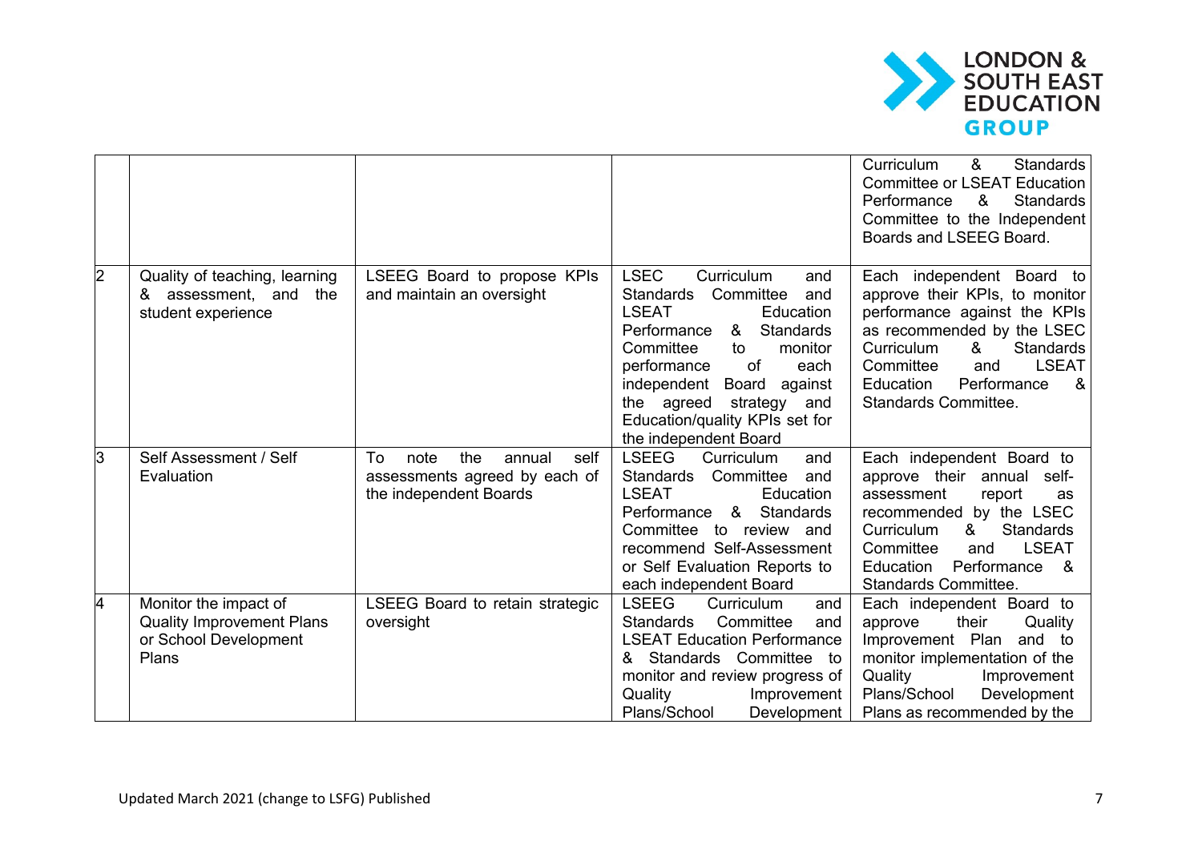| | | | | |
|---|---|---|---|---|
| | | | | Curriculum & Standards Committee or LSEAT Education Performance & Standards Committee to the Independent Boards and LSEEG Board. |
| 2 | Quality of teaching, learning & assessment, and the student experience | LSEEG Board to propose KPIs and maintain an oversight | LSEC Curriculum and Standards Committee and LSEAT Education Performance & Standards Committee to monitor performance of each independent Board against the agreed strategy and Education/quality KPIs set for the independent Board | Each independent Board to approve their KPIs, to monitor performance against the KPIs as recommended by the LSEC Curriculum & Standards Committee and LSEAT Education Performance & Standards Committee. |
| 3 | Self Assessment / Self Evaluation | To note the annual self assessments agreed by each of the independent Boards | LSEEG Curriculum and Standards Committee and LSEAT Education Performance & Standards Committee to review and recommend Self-Assessment or Self Evaluation Reports to each independent Board | Each independent Board to approve their annual self-assessment report as recommended by the LSEC Curriculum & Standards Committee and LSEAT Education Performance & Standards Committee. |
| 4 | Monitor the impact of Quality Improvement Plans or School Development Plans | LSEEG Board to retain strategic oversight | LSEEG Curriculum and Standards Committee and LSEAT Education Performance & Standards Committee to monitor and review progress of Quality Improvement Plans/School Development | Each independent Board to approve their Quality Improvement Plan and to monitor implementation of the Quality Improvement Plans/School Development Plans as recommended by the |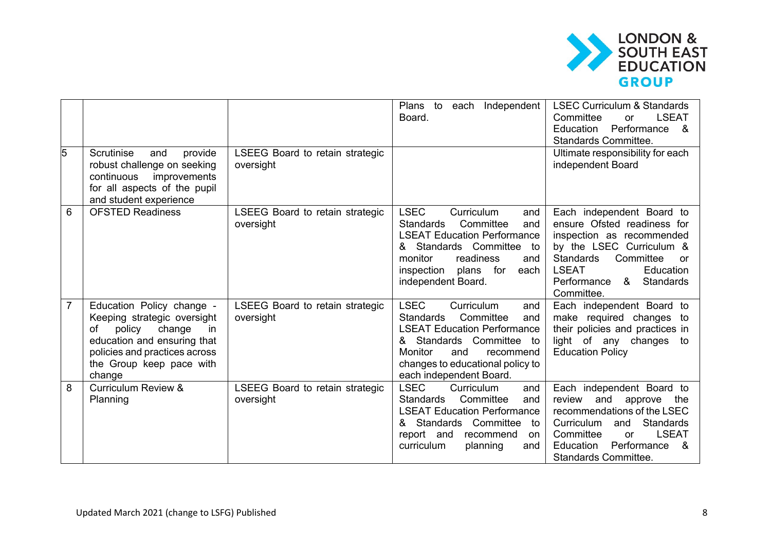| | | | | |
|---|---|---|---|---|
| | | | Plans to each Independent Board. | LSEC Curriculum & Standards Committee or LSEAT Education Performance & Standards Committee. |
| 5 | Scrutinise and provide robust challenge on seeking continuous improvements for all aspects of the pupil and student experience | LSEEG Board to retain strategic oversight | | Ultimate responsibility for each independent Board |
| 6 | OFSTED Readiness | LSEEG Board to retain strategic oversight | LSEC Curriculum and Standards Committee and LSEAT Education Performance & Standards Committee to monitor readiness and inspection plans for each independent Board. | Each independent Board to ensure Ofsted readiness for inspection as recommended by the LSEC Curriculum & Standards Committee or LSEAT Education Performance & Standards Committee. |
| 7 | Education Policy change - Keeping strategic oversight of policy change in education and ensuring that policies and practices across the Group keep pace with change | LSEEG Board to retain strategic oversight | LSEC Curriculum and Standards Committee and LSEAT Education Performance & Standards Committee to Monitor and recommend changes to educational policy to each independent Board. | Each independent Board to make required changes to their policies and practices in light of any changes to Education Policy |
| 8 | Curriculum Review & Planning | LSEEG Board to retain strategic oversight | LSEC Curriculum and Standards Committee and LSEAT Education Performance & Standards Committee to report and recommend on curriculum planning and | Each independent Board to review and approve the recommendations of the LSEC Curriculum and Standards Committee or LSEAT Education Performance & Standards Committee. |

Updated March 2021 (change to LSFG) Published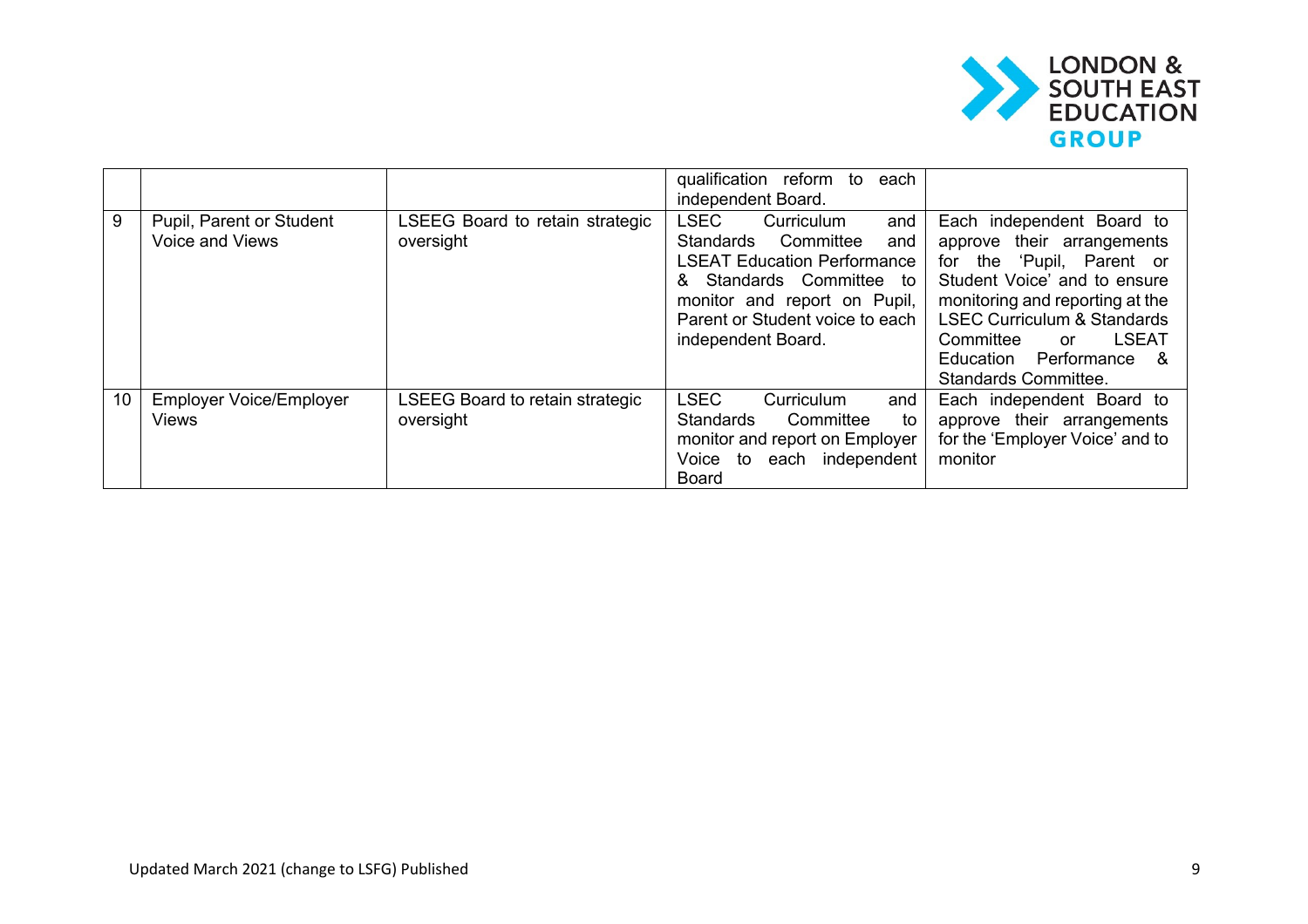| | | | | |
|---|---|---|---|---|
| | | | qualification reform to each independent Board. | |
| 9 | Pupil, Parent or Student Voice and Views | LSEEG Board to retain strategic oversight | LSEC Curriculum and Standards Committee and LSEAT Education Performance & Standards Committee to monitor and report on Pupil, Parent or Student voice to each independent Board. | Each independent Board to approve their arrangements for the 'Pupil, Parent or Student Voice' and to ensure monitoring and reporting at the LSEC Curriculum & Standards Committee or LSEAT Education Performance & Standards Committee. |
| 10 | Employer Voice/Employer Views | LSEEG Board to retain strategic oversight | LSEC Curriculum and Standards Committee to monitor and report on Employer Voice to each independent Board | Each independent Board to approve their arrangements for the 'Employer Voice' and to monitor |

Updated March 2021 (change to LSFG) Published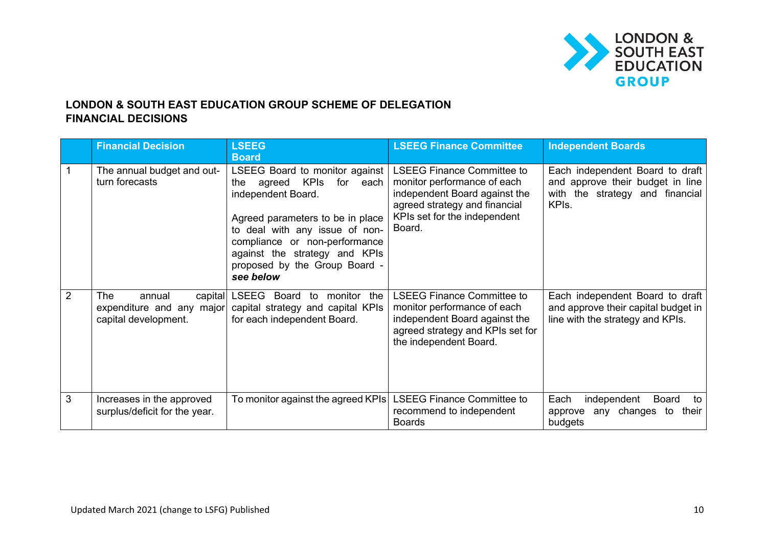**LONDON & SOUTH EAST EDUCATION GROUP SCHEME OF DELEGATION**
**FINANCIAL DECISIONS**

| | Financial Decision | LSEEG Board | LSEEG Finance Committee | Independent Boards |
|---|---|---|---|---|
| 1 | The annual budget and out-turn forecasts | LSEEG Board to monitor against the agreed KPIs for each independent Board.<br><br>Agreed parameters to be in place to deal with any issue of non-compliance or non-performance against the strategy and KPIs proposed by the Group Board - ***see below*** | LSEEG Finance Committee to monitor performance of each independent Board against the agreed strategy and financial KPIs set for the independent Board. | Each independent Board to draft and approve their budget in line with the strategy and financial KPIs. |
| 2 | The annual capital expenditure and any major capital development. | LSEEG Board to monitor the capital strategy and capital KPIs for each independent Board. | LSEEG Finance Committee to monitor performance of each independent Board against the agreed strategy and KPIs set for the independent Board. | Each independent Board to draft and approve their capital budget in line with the strategy and KPIs. |
| 3 | Increases in the approved surplus/deficit for the year. | To monitor against the agreed KPIs | LSEEG Finance Committee to recommend to independent Boards | Each independent Board to approve any changes to their budgets |

Updated March 2021 (change to LSFG) Published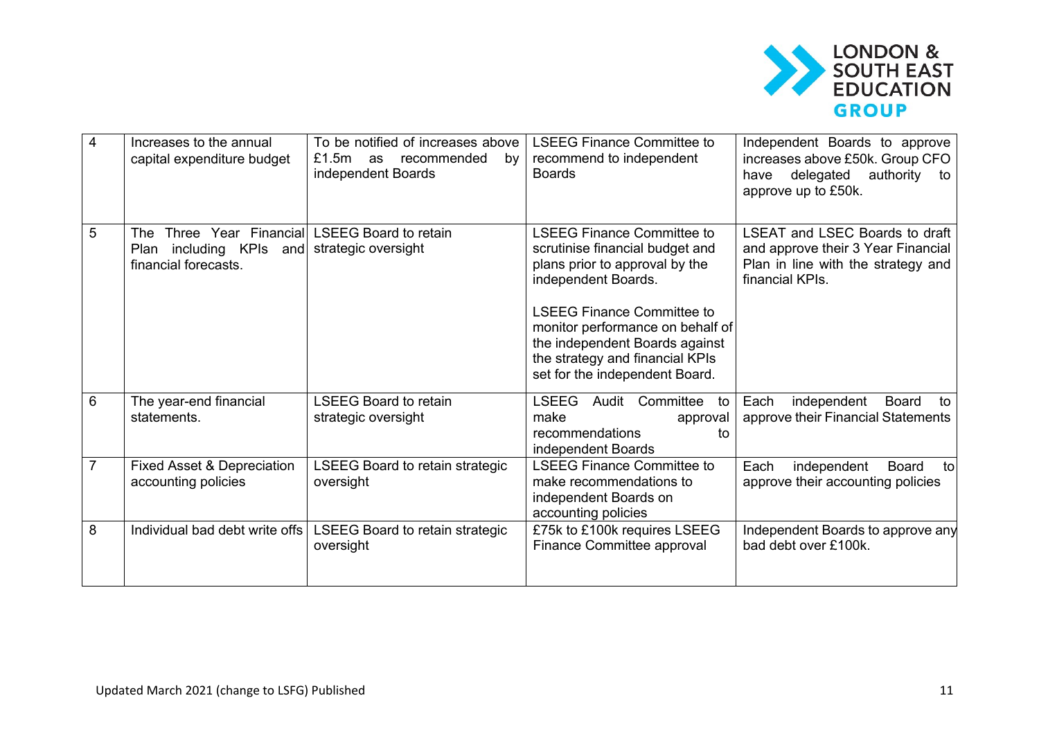| | | | | |
|---|---|---|---|---|
| 4 | Increases to the annual capital expenditure budget | To be notified of increases above £1.5m as recommended by independent Boards | LSEEG Finance Committee to recommend to independent Boards | Independent Boards to approve increases above £50k. Group CFO have delegated authority to approve up to £50k. |
| 5 | The Three Year Financial Plan including KPIs and financial forecasts. | LSEEG Board to retain strategic oversight | LSEEG Finance Committee to scrutinise financial budget and plans prior to approval by the independent Boards.<br><br>LSEEG Finance Committee to monitor performance on behalf of the independent Boards against the strategy and financial KPIs set for the independent Board. | LSEAT and LSEC Boards to draft and approve their 3 Year Financial Plan in line with the strategy and financial KPIs. |
| 6 | The year-end financial statements. | LSEEG Board to retain strategic oversight | LSEEG Audit Committee to make approval recommendations to independent Boards | Each independent Board to approve their Financial Statements |
| 7 | Fixed Asset & Depreciation accounting policies | LSEEG Board to retain strategic oversight | LSEEG Finance Committee to make recommendations to independent Boards on accounting policies | Each independent Board to approve their accounting policies |
| 8 | Individual bad debt write offs | LSEEG Board to retain strategic oversight | £75k to £100k requires LSEEG Finance Committee approval | Independent Boards to approve any bad debt over £100k. |

Updated March 2021 (change to LSFG) Published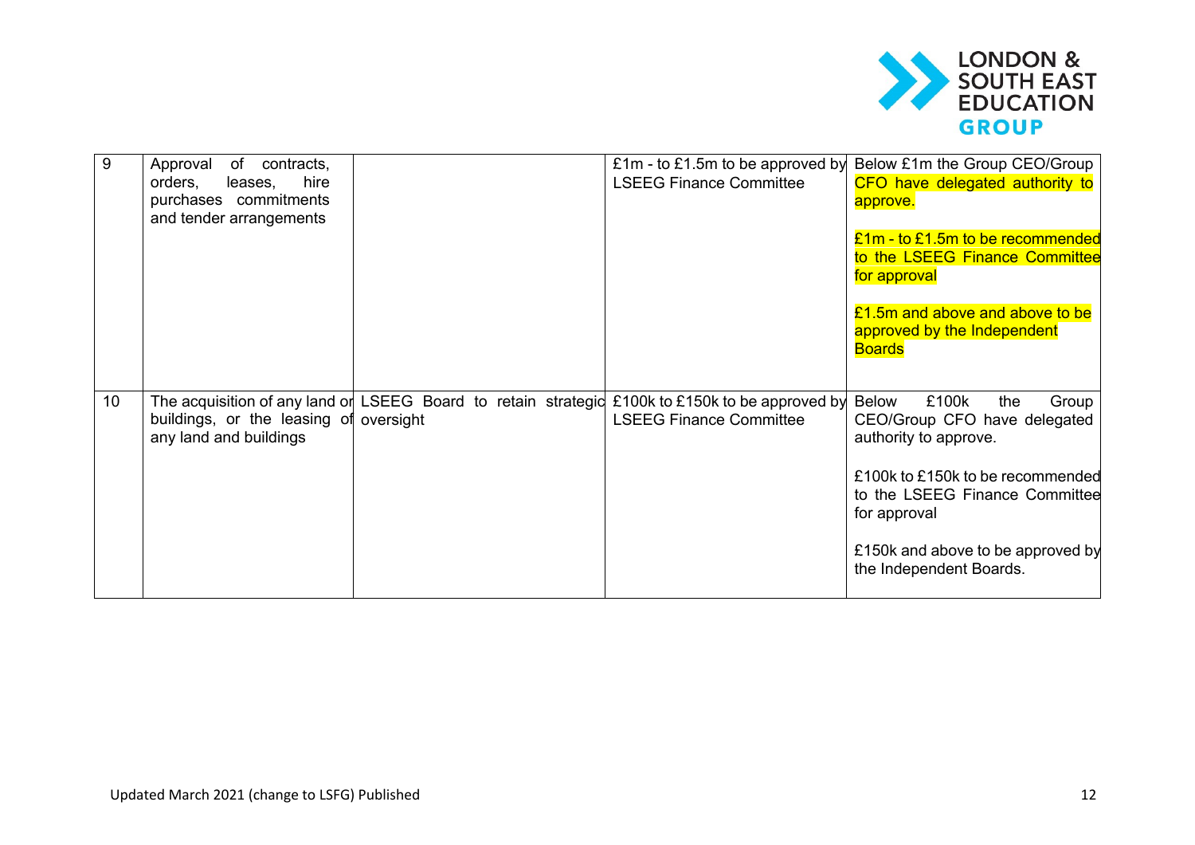| | | | | |
|---|---|---|---|---|
| 9 | Approval of contracts, orders, leases, hire purchases commitments and tender arrangements | | £1m - to £1.5m to be approved by LSEEG Finance Committee | Below £1m the Group CEO/Group CFO have delegated authority to approve.<br><br>£1m - to £1.5m to be recommended to the LSEEG Finance Committee for approval<br><br>£1.5m and above and above to be approved by the Independent Boards |
| 10 | The acquisition of any land or buildings, or the leasing of any land and buildings | LSEEG Board to retain strategic oversight | £100k to £150k to be approved by LSEEG Finance Committee | Below £100k the Group CEO/Group CFO have delegated authority to approve.<br><br>£100k to £150k to be recommended to the LSEEG Finance Committee for approval<br><br>£150k and above to be approved by the Independent Boards. |

Updated March 2021 (change to LSFG) Published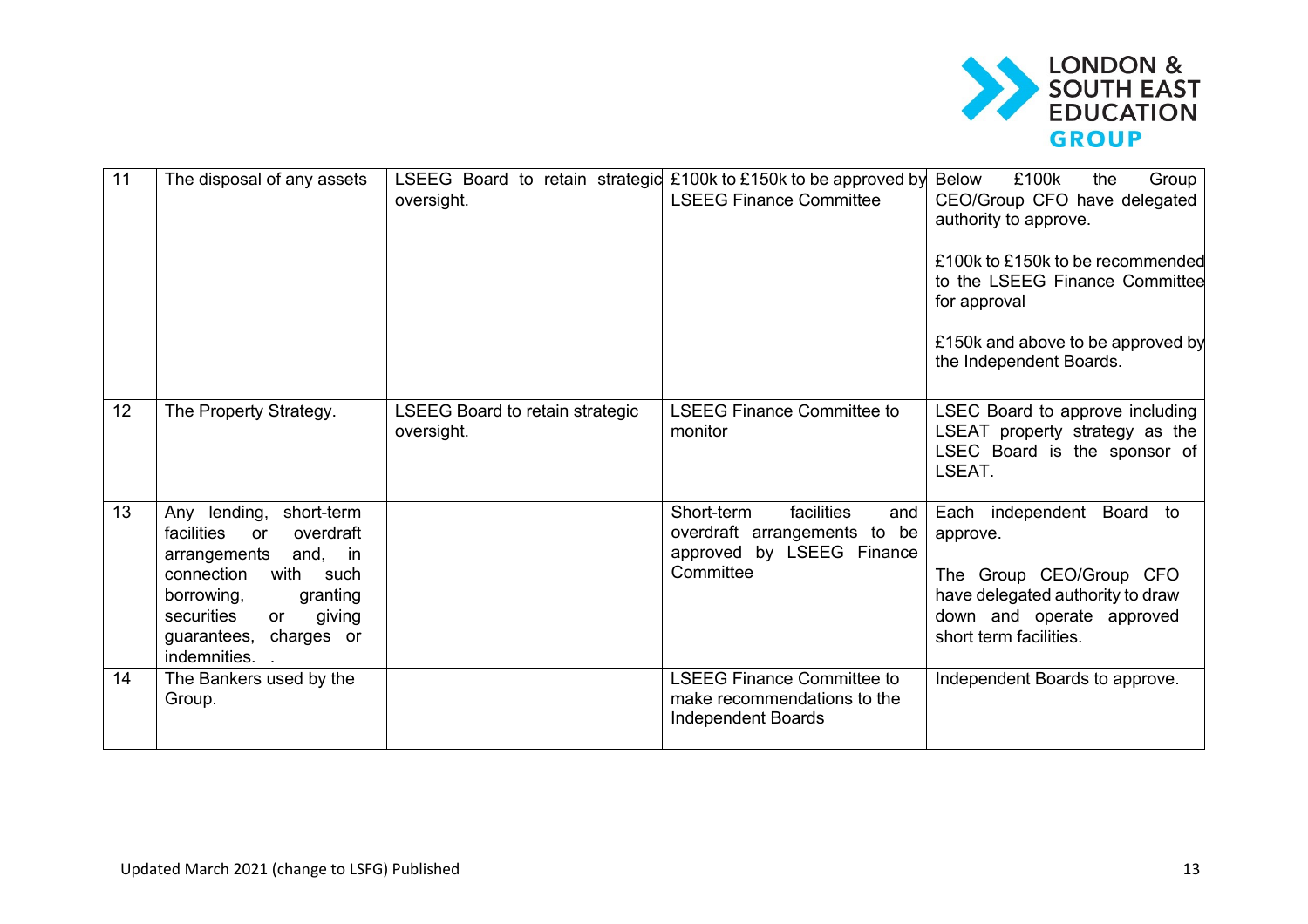| | | | | |
|---|---|---|---|---|
| 11 | The disposal of any assets | LSEEG Board to retain strategic oversight. | £100k to £150k to be approved by LSEEG Finance Committee | Below £100k the Group CEO/Group CFO have delegated authority to approve.<br><br>£100k to £150k to be recommended to the LSEEG Finance Committee for approval<br><br>£150k and above to be approved by the Independent Boards. |
| 12 | The Property Strategy. | LSEEG Board to retain strategic oversight. | LSEEG Finance Committee to monitor | LSEC Board to approve including LSEAT property strategy as the LSEC Board is the sponsor of LSEAT. |
| 13 | Any lending, short-term facilities or overdraft arrangements and, in connection with such borrowing, granting securities or giving guarantees, charges or indemnities. . | | Short-term facilities and overdraft arrangements to be approved by LSEEG Finance Committee | Each independent Board to approve.<br><br>The Group CEO/Group CFO have delegated authority to draw down and operate approved short term facilities. |
| 14 | The Bankers used by the Group. | | LSEEG Finance Committee to make recommendations to the Independent Boards | Independent Boards to approve. |

Updated March 2021 (change to LSFG) Published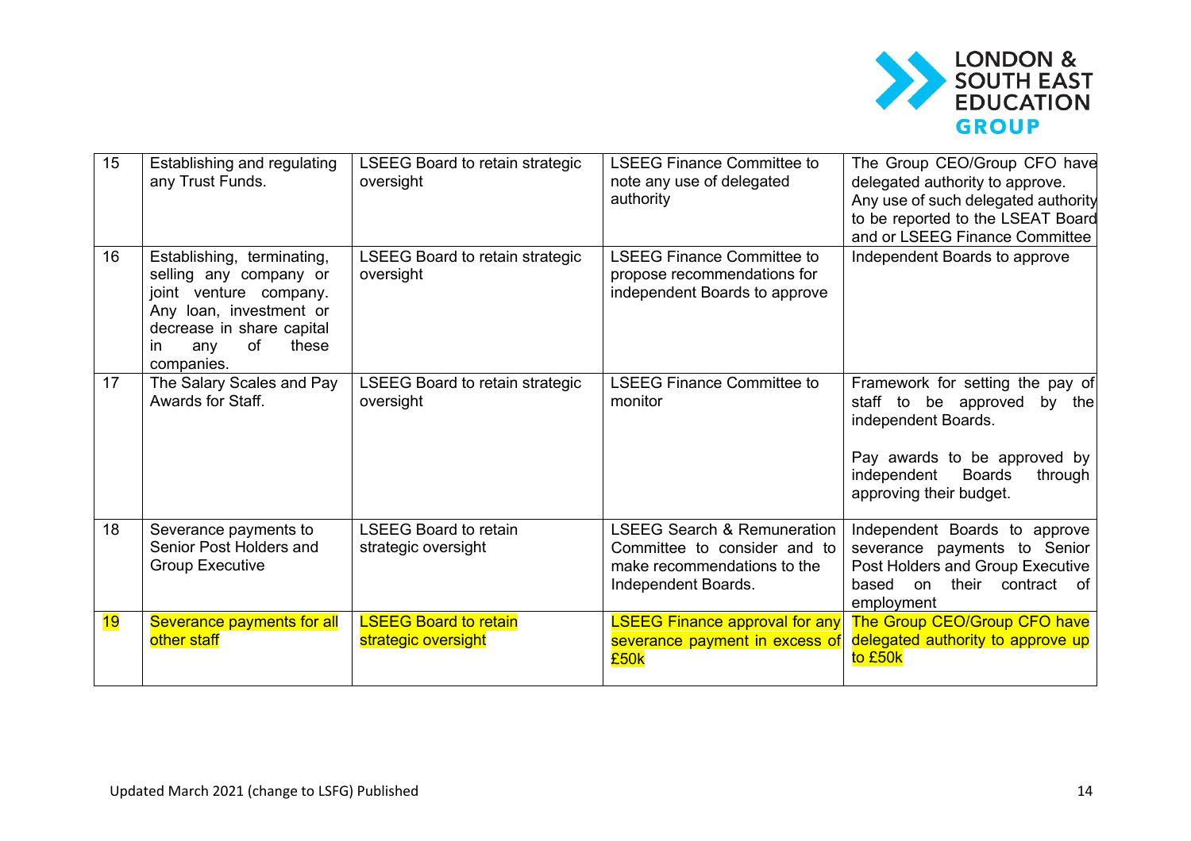| | | | | |
|---|---|---|---|---|
| 15 | Establishing and regulating any Trust Funds. | LSEEG Board to retain strategic oversight | LSEEG Finance Committee to note any use of delegated authority | The Group CEO/Group CFO have delegated authority to approve. Any use of such delegated authority to be reported to the LSEAT Board and or LSEEG Finance Committee |
| 16 | Establishing, terminating, selling any company or joint venture company. Any loan, investment or decrease in share capital in any of these companies. | LSEEG Board to retain strategic oversight | LSEEG Finance Committee to propose recommendations for independent Boards to approve | Independent Boards to approve |
| 17 | The Salary Scales and Pay Awards for Staff. | LSEEG Board to retain strategic oversight | LSEEG Finance Committee to monitor | Framework for setting the pay of staff to be approved by the independent Boards.<br><br>Pay awards to be approved by independent Boards through approving their budget. |
| 18 | Severance payments to Senior Post Holders and Group Executive | LSEEG Board to retain strategic oversight | LSEEG Search & Remuneration Committee to consider and to make recommendations to the Independent Boards. | Independent Boards to approve severance payments to Senior Post Holders and Group Executive based on their contract of employment |
| 19 | Severance payments for all other staff | LSEEG Board to retain strategic oversight | LSEEG Finance approval for any severance payment in excess of £50k | The Group CEO/Group CFO have delegated authority to approve up to £50k |

Updated March 2021 (change to LSFG) Published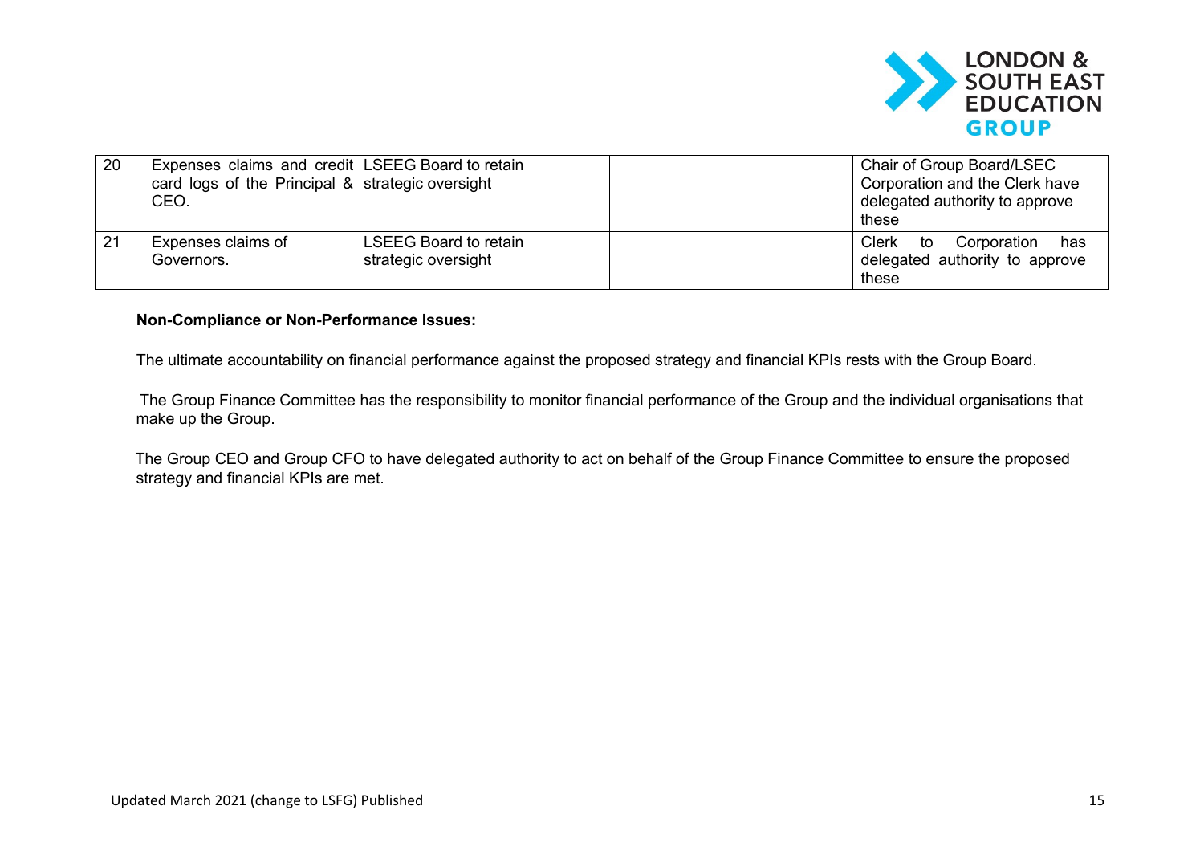| | | | | |
|---|---|---|---|---|
| 20 | Expenses claims and credit card logs of the Principal & CEO. | LSEEG Board to retain strategic oversight | | Chair of Group Board/LSEC Corporation and the Clerk have delegated authority to approve these |
| 21 | Expenses claims of Governors. | LSEEG Board to retain strategic oversight | | Clerk to Corporation has delegated authority to approve these |

**Non-Compliance or Non-Performance Issues:**

The ultimate accountability on financial performance against the proposed strategy and financial KPIs rests with the Group Board.

The Group Finance Committee has the responsibility to monitor financial performance of the Group and the individual organisations that make up the Group.

The Group CEO and Group CFO to have delegated authority to act on behalf of the Group Finance Committee to ensure the proposed strategy and financial KPIs are met.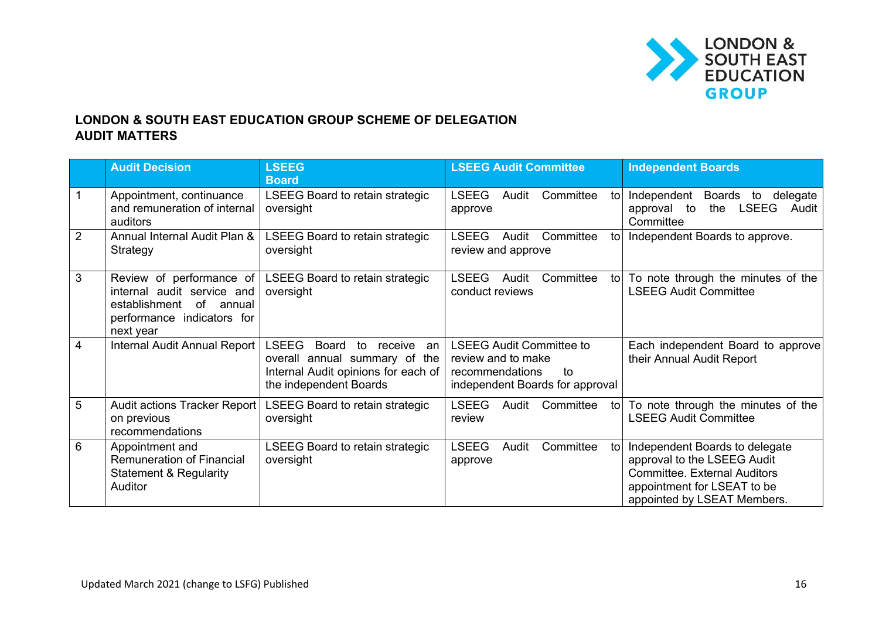## LONDON & SOUTH EAST EDUCATION GROUP SCHEME OF DELEGATION
## AUDIT MATTERS

| | Audit Decision | LSEEG Board | LSEEG Audit Committee | Independent Boards |
|---|---|---|---|---|
| 1 | Appointment, continuance and remuneration of internal auditors | LSEEG Board to retain strategic oversight | LSEEG Audit Committee to approve | Independent Boards to delegate approval to the LSEEG Audit Committee |
| 2 | Annual Internal Audit Plan & Strategy | LSEEG Board to retain strategic oversight | LSEEG Audit Committee to review and approve | Independent Boards to approve. |
| 3 | Review of performance of internal audit service and establishment of annual performance indicators for next year | LSEEG Board to retain strategic oversight | LSEEG Audit Committee to conduct reviews | To note through the minutes of the LSEEG Audit Committee |
| 4 | Internal Audit Annual Report | LSEEG Board to receive an overall annual summary of the Internal Audit opinions for each of the independent Boards | LSEEG Audit Committee to review and to make recommendations to independent Boards for approval | Each independent Board to approve their Annual Audit Report |
| 5 | Audit actions Tracker Report on previous recommendations | LSEEG Board to retain strategic oversight | LSEEG Audit Committee to review | To note through the minutes of the LSEEG Audit Committee |
| 6 | Appointment and Remuneration of Financial Statement & Regularity Auditor | LSEEG Board to retain strategic oversight | LSEEG Audit Committee to approve | Independent Boards to delegate approval to the LSEEG Audit Committee. External Auditors appointment for LSEAT to be appointed by LSEAT Members. |

Updated March 2021 (change to LSFG) Published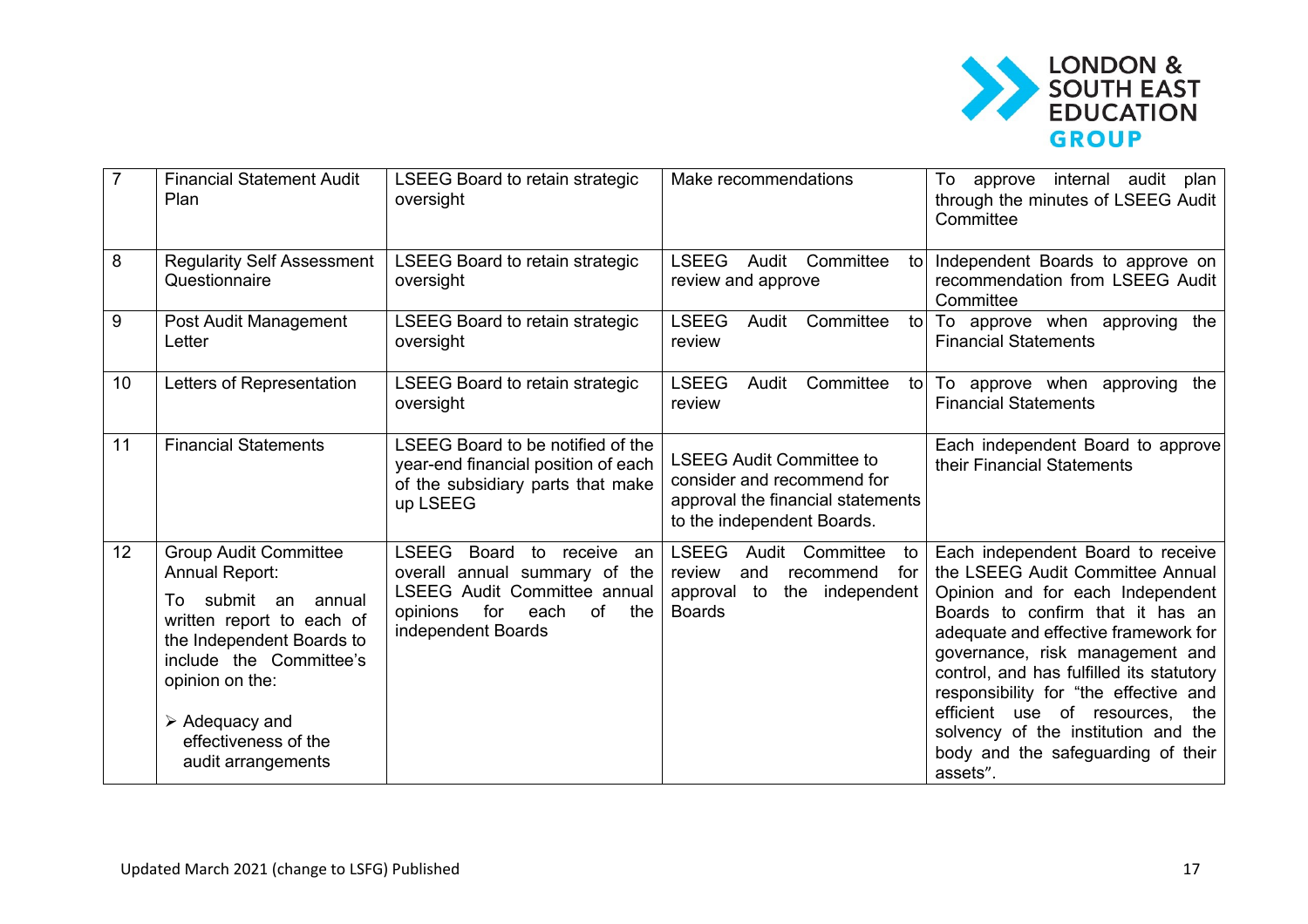| | | | | |
|---|---|---|---|---|
| 7 | Financial Statement Audit Plan | LSEEG Board to retain strategic oversight | Make recommendations | To approve internal audit plan through the minutes of LSEEG Audit Committee |
| 8 | Regularity Self Assessment Questionnaire | LSEEG Board to retain strategic oversight | LSEEG Audit Committee to review and approve | Independent Boards to approve on recommendation from LSEEG Audit Committee |
| 9 | Post Audit Management Letter | LSEEG Board to retain strategic oversight | LSEEG Audit Committee to review | To approve when approving the Financial Statements |
| 10 | Letters of Representation | LSEEG Board to retain strategic oversight | LSEEG Audit Committee to review | To approve when approving the Financial Statements |
| 11 | Financial Statements | LSEEG Board to be notified of the year-end financial position of each of the subsidiary parts that make up LSEEG | LSEEG Audit Committee to consider and recommend for approval the financial statements to the independent Boards. | Each independent Board to approve their Financial Statements |
| 12 | Group Audit Committee Annual Report:<br><br>To submit an annual written report to each of the Independent Boards to include the Committee's opinion on the:<br><br>➢ Adequacy and effectiveness of the audit arrangements | LSEEG Board to receive an overall annual summary of the LSEEG Audit Committee annual opinions for each of the independent Boards | LSEEG Audit Committee to review and recommend for approval to the independent Boards | Each independent Board to receive the LSEEG Audit Committee Annual Opinion and for each Independent Boards to confirm that it has an adequate and effective framework for governance, risk management and control, and has fulfilled its statutory responsibility for "the effective and efficient use of resources, the solvency of the institution and the body and the safeguarding of their assets". |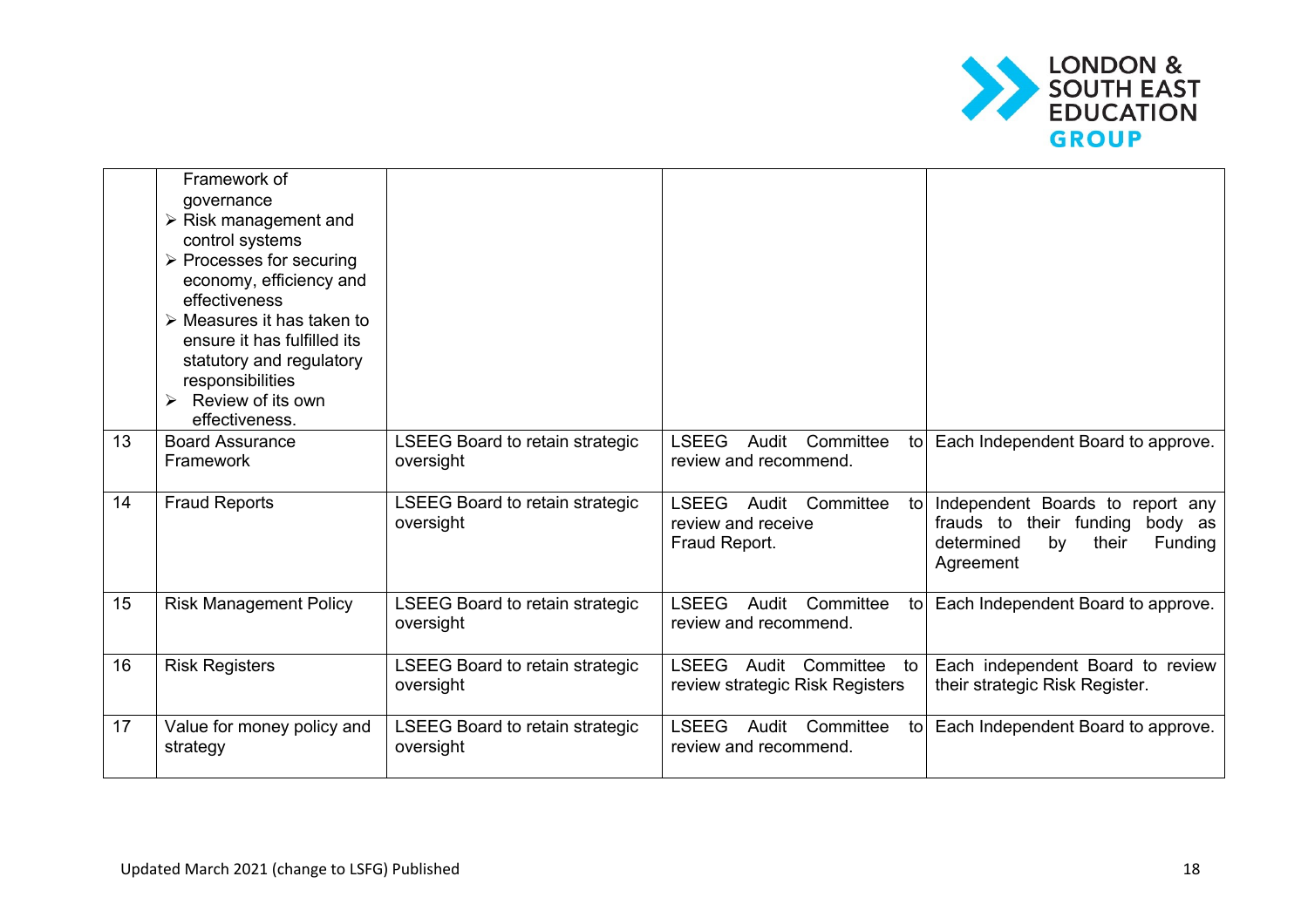| | | | | |
|---|---|---|---|---|
| | Framework of governance<br>➢ Risk management and control systems<br>➢ Processes for securing economy, efficiency and effectiveness<br>➢ Measures it has taken to ensure it has fulfilled its statutory and regulatory responsibilities<br>➢ Review of its own effectiveness. | | | |
| 13 | Board Assurance Framework | LSEEG Board to retain strategic oversight | LSEEG Audit Committee to review and recommend. | Each Independent Board to approve. |
| 14 | Fraud Reports | LSEEG Board to retain strategic oversight | LSEEG Audit Committee to review and receive Fraud Report. | Independent Boards to report any frauds to their funding body as determined by their Funding Agreement |
| 15 | Risk Management Policy | LSEEG Board to retain strategic oversight | LSEEG Audit Committee to review and recommend. | Each Independent Board to approve. |
| 16 | Risk Registers | LSEEG Board to retain strategic oversight | LSEEG Audit Committee to review strategic Risk Registers | Each independent Board to review their strategic Risk Register. |
| 17 | Value for money policy and strategy | LSEEG Board to retain strategic oversight | LSEEG Audit Committee to review and recommend. | Each Independent Board to approve. |